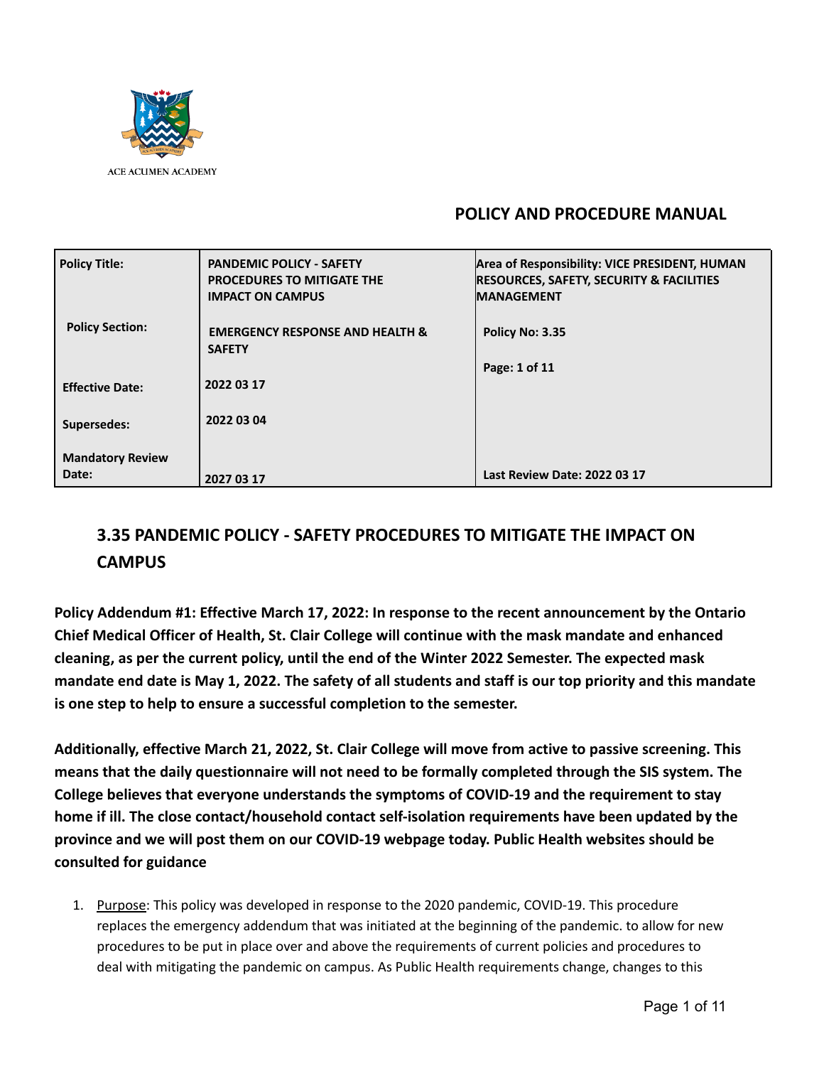ACE ACUMEN ACADEMY

## POLICY AND PROCEDURE MANUAL

| | | |
|---|---|---|
| **Policy Title:** | **PANDEMIC POLICY - SAFETY PROCEDURES TO MITIGATE THE IMPACT ON CAMPUS** | **Area of Responsibility: VICE PRESIDENT, HUMAN RESOURCES, SAFETY, SECURITY & FACILITIES MANAGEMENT** |
| **Policy Section:** | **EMERGENCY RESPONSE AND HEALTH & SAFETY** | **Policy No: 3.35** |
| | | **Page: 1 of 11** |
| **Effective Date:** | **2022 03 17** | |
| **Supersedes:** | **2022 03 04** | |
| **Mandatory Review Date:** | **2027 03 17** | **Last Review Date: 2022 03 17** |

## 3.35 PANDEMIC POLICY - SAFETY PROCEDURES TO MITIGATE THE IMPACT ON CAMPUS

**Policy Addendum #1: Effective March 17, 2022: In response to the recent announcement by the Ontario Chief Medical Officer of Health, St. Clair College will continue with the mask mandate and enhanced cleaning, as per the current policy, until the end of the Winter 2022 Semester. The expected mask mandate end date is May 1, 2022. The safety of all students and staff is our top priority and this mandate is one step to help to ensure a successful completion to the semester.**

**Additionally, effective March 21, 2022, St. Clair College will move from active to passive screening. This means that the daily questionnaire will not need to be formally completed through the SIS system. The College believes that everyone understands the symptoms of COVID-19 and the requirement to stay home if ill. The close contact/household contact self-isolation requirements have been updated by the province and we will post them on our COVID-19 webpage today. Public Health websites should be consulted for guidance**

1. Purpose: This policy was developed in response to the 2020 pandemic, COVID-19. This procedure replaces the emergency addendum that was initiated at the beginning of the pandemic. to allow for new procedures to be put in place over and above the requirements of current policies and procedures to deal with mitigating the pandemic on campus. As Public Health requirements change, changes to this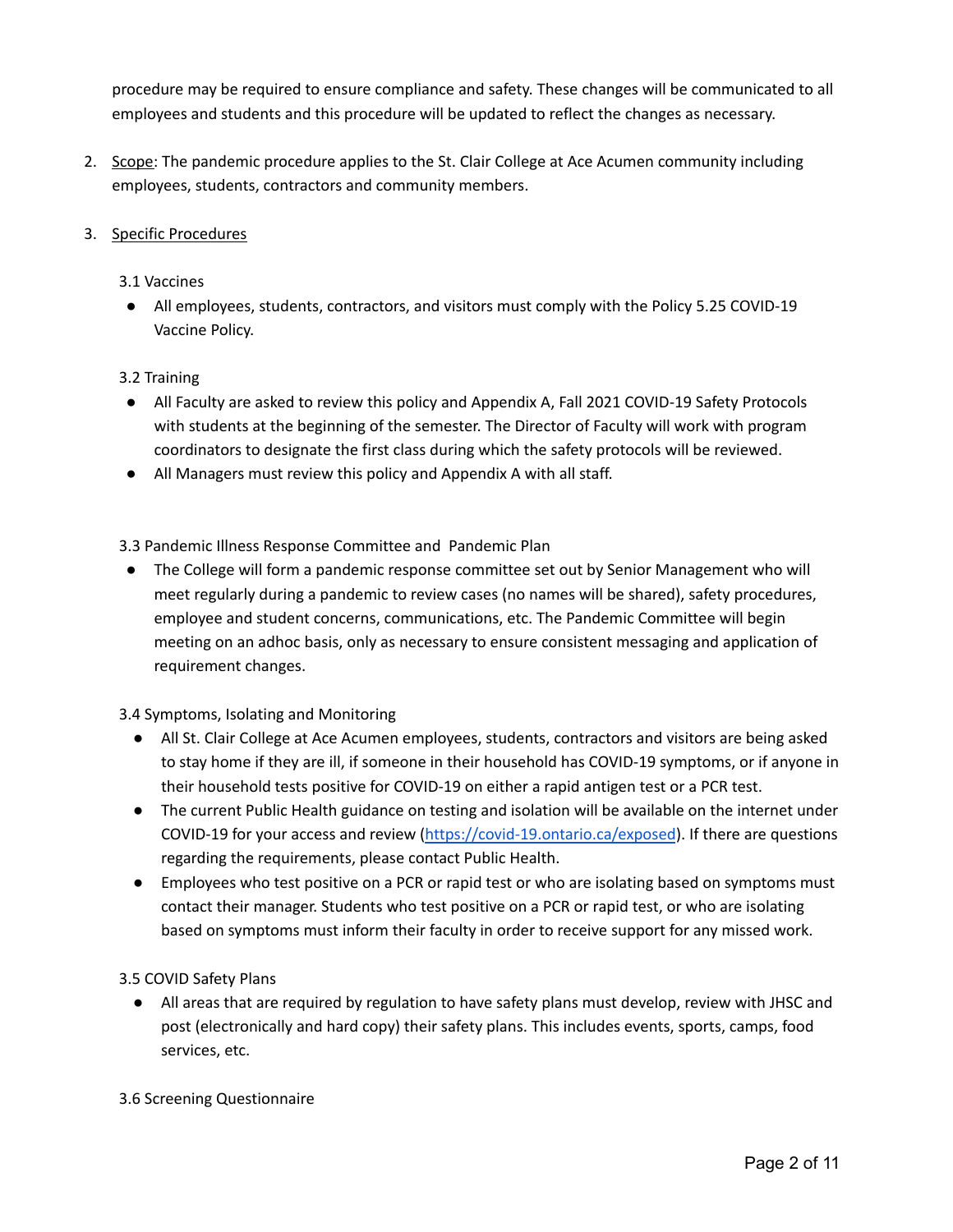procedure may be required to ensure compliance and safety. These changes will be communicated to all employees and students and this procedure will be updated to reflect the changes as necessary.

2. Scope: The pandemic procedure applies to the St. Clair College at Ace Acumen community including employees, students, contractors and community members.

3. Specific Procedures

3.1 Vaccines

- All employees, students, contractors, and visitors must comply with the Policy 5.25 COVID-19 Vaccine Policy.

3.2 Training

- All Faculty are asked to review this policy and Appendix A, Fall 2021 COVID-19 Safety Protocols with students at the beginning of the semester. The Director of Faculty will work with program coordinators to designate the first class during which the safety protocols will be reviewed.
- All Managers must review this policy and Appendix A with all staff.

3.3 Pandemic Illness Response Committee and Pandemic Plan

- The College will form a pandemic response committee set out by Senior Management who will meet regularly during a pandemic to review cases (no names will be shared), safety procedures, employee and student concerns, communications, etc. The Pandemic Committee will begin meeting on an adhoc basis, only as necessary to ensure consistent messaging and application of requirement changes.

3.4 Symptoms, Isolating and Monitoring

- All St. Clair College at Ace Acumen employees, students, contractors and visitors are being asked to stay home if they are ill, if someone in their household has COVID-19 symptoms, or if anyone in their household tests positive for COVID-19 on either a rapid antigen test or a PCR test.
- The current Public Health guidance on testing and isolation will be available on the internet under COVID-19 for your access and review (https://covid-19.ontario.ca/exposed). If there are questions regarding the requirements, please contact Public Health.
- Employees who test positive on a PCR or rapid test or who are isolating based on symptoms must contact their manager. Students who test positive on a PCR or rapid test, or who are isolating based on symptoms must inform their faculty in order to receive support for any missed work.

3.5 COVID Safety Plans

- All areas that are required by regulation to have safety plans must develop, review with JHSC and post (electronically and hard copy) their safety plans. This includes events, sports, camps, food services, etc.

3.6 Screening Questionnaire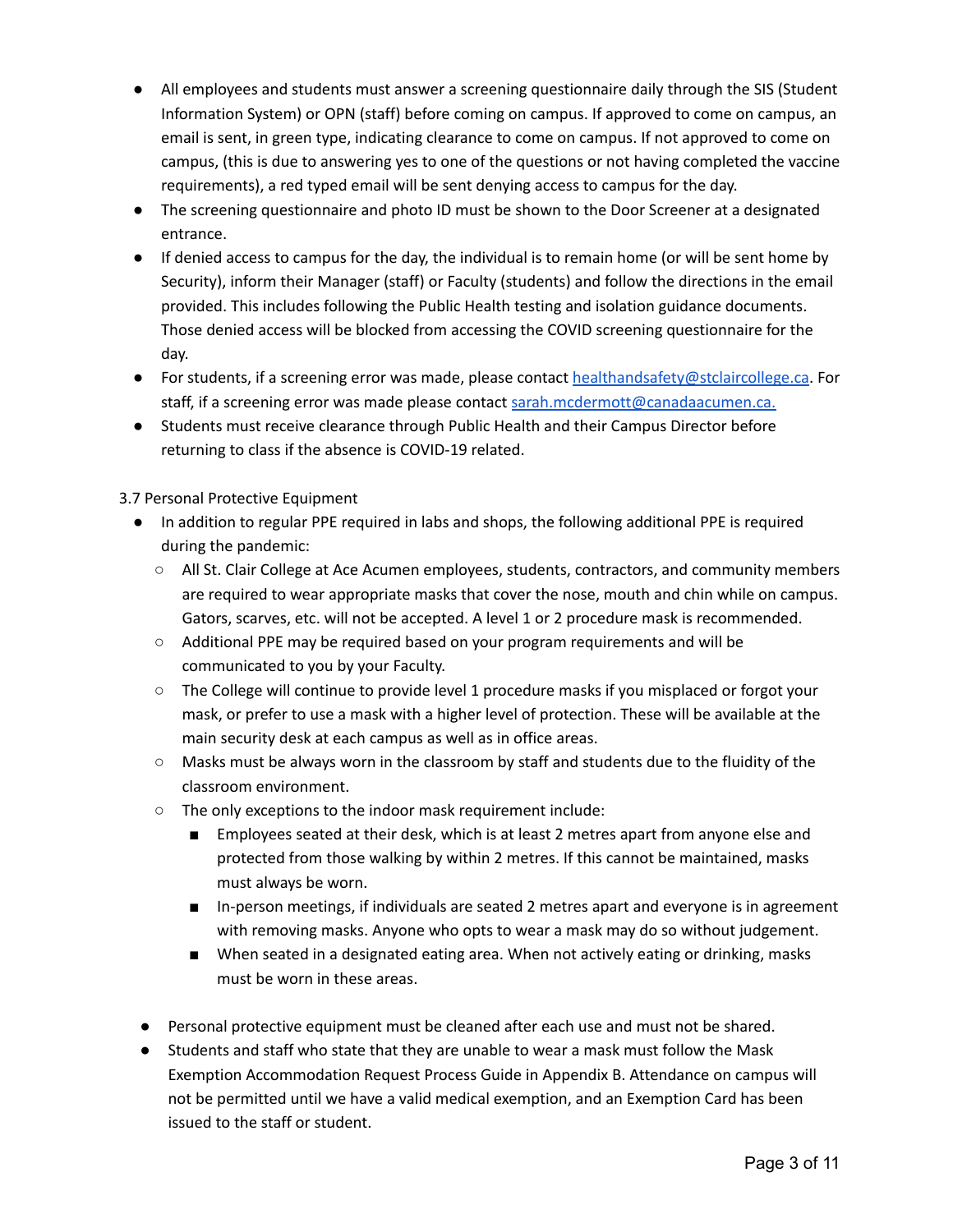- All employees and students must answer a screening questionnaire daily through the SIS (Student Information System) or OPN (staff) before coming on campus. If approved to come on campus, an email is sent, in green type, indicating clearance to come on campus. If not approved to come on campus, (this is due to answering yes to one of the questions or not having completed the vaccine requirements), a red typed email will be sent denying access to campus for the day.
- The screening questionnaire and photo ID must be shown to the Door Screener at a designated entrance.
- If denied access to campus for the day, the individual is to remain home (or will be sent home by Security), inform their Manager (staff) or Faculty (students) and follow the directions in the email provided. This includes following the Public Health testing and isolation guidance documents. Those denied access will be blocked from accessing the COVID screening questionnaire for the day.
- For students, if a screening error was made, please contact healthandsafety@stclaircollege.ca. For staff, if a screening error was made please contact sarah.mcdermott@canadaacumen.ca.
- Students must receive clearance through Public Health and their Campus Director before returning to class if the absence is COVID-19 related.

3.7 Personal Protective Equipment

- In addition to regular PPE required in labs and shops, the following additional PPE is required during the pandemic:
  - All St. Clair College at Ace Acumen employees, students, contractors, and community members are required to wear appropriate masks that cover the nose, mouth and chin while on campus. Gators, scarves, etc. will not be accepted. A level 1 or 2 procedure mask is recommended.
  - Additional PPE may be required based on your program requirements and will be communicated to you by your Faculty.
  - The College will continue to provide level 1 procedure masks if you misplaced or forgot your mask, or prefer to use a mask with a higher level of protection. These will be available at the main security desk at each campus as well as in office areas.
  - Masks must be always worn in the classroom by staff and students due to the fluidity of the classroom environment.
  - The only exceptions to the indoor mask requirement include:
    - Employees seated at their desk, which is at least 2 metres apart from anyone else and protected from those walking by within 2 metres. If this cannot be maintained, masks must always be worn.
    - In-person meetings, if individuals are seated 2 metres apart and everyone is in agreement with removing masks. Anyone who opts to wear a mask may do so without judgement.
    - When seated in a designated eating area. When not actively eating or drinking, masks must be worn in these areas.

- Personal protective equipment must be cleaned after each use and must not be shared.
- Students and staff who state that they are unable to wear a mask must follow the Mask Exemption Accommodation Request Process Guide in Appendix B. Attendance on campus will not be permitted until we have a valid medical exemption, and an Exemption Card has been issued to the staff or student.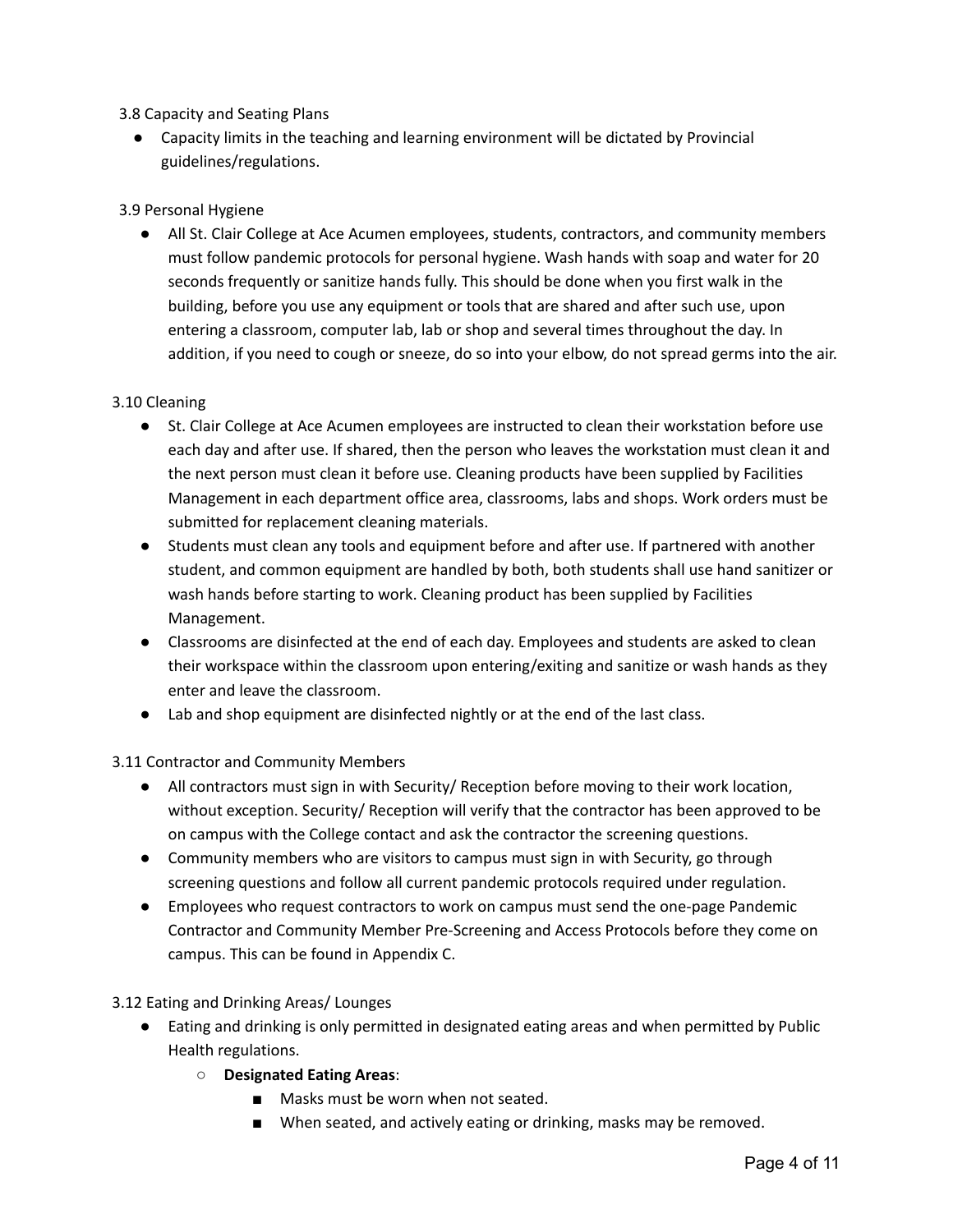3.8 Capacity and Seating Plans

- Capacity limits in the teaching and learning environment will be dictated by Provincial guidelines/regulations.

3.9 Personal Hygiene

- All St. Clair College at Ace Acumen employees, students, contractors, and community members must follow pandemic protocols for personal hygiene. Wash hands with soap and water for 20 seconds frequently or sanitize hands fully. This should be done when you first walk in the building, before you use any equipment or tools that are shared and after such use, upon entering a classroom, computer lab, lab or shop and several times throughout the day. In addition, if you need to cough or sneeze, do so into your elbow, do not spread germs into the air.

3.10 Cleaning

- St. Clair College at Ace Acumen employees are instructed to clean their workstation before use each day and after use. If shared, then the person who leaves the workstation must clean it and the next person must clean it before use. Cleaning products have been supplied by Facilities Management in each department office area, classrooms, labs and shops. Work orders must be submitted for replacement cleaning materials.
- Students must clean any tools and equipment before and after use. If partnered with another student, and common equipment are handled by both, both students shall use hand sanitizer or wash hands before starting to work. Cleaning product has been supplied by Facilities Management.
- Classrooms are disinfected at the end of each day. Employees and students are asked to clean their workspace within the classroom upon entering/exiting and sanitize or wash hands as they enter and leave the classroom.
- Lab and shop equipment are disinfected nightly or at the end of the last class.

3.11 Contractor and Community Members

- All contractors must sign in with Security/ Reception before moving to their work location, without exception. Security/ Reception will verify that the contractor has been approved to be on campus with the College contact and ask the contractor the screening questions.
- Community members who are visitors to campus must sign in with Security, go through screening questions and follow all current pandemic protocols required under regulation.
- Employees who request contractors to work on campus must send the one-page Pandemic Contractor and Community Member Pre-Screening and Access Protocols before they come on campus. This can be found in Appendix C.

3.12 Eating and Drinking Areas/ Lounges

- Eating and drinking is only permitted in designated eating areas and when permitted by Public Health regulations.
  - **Designated Eating Areas**:
    - Masks must be worn when not seated.
    - When seated, and actively eating or drinking, masks may be removed.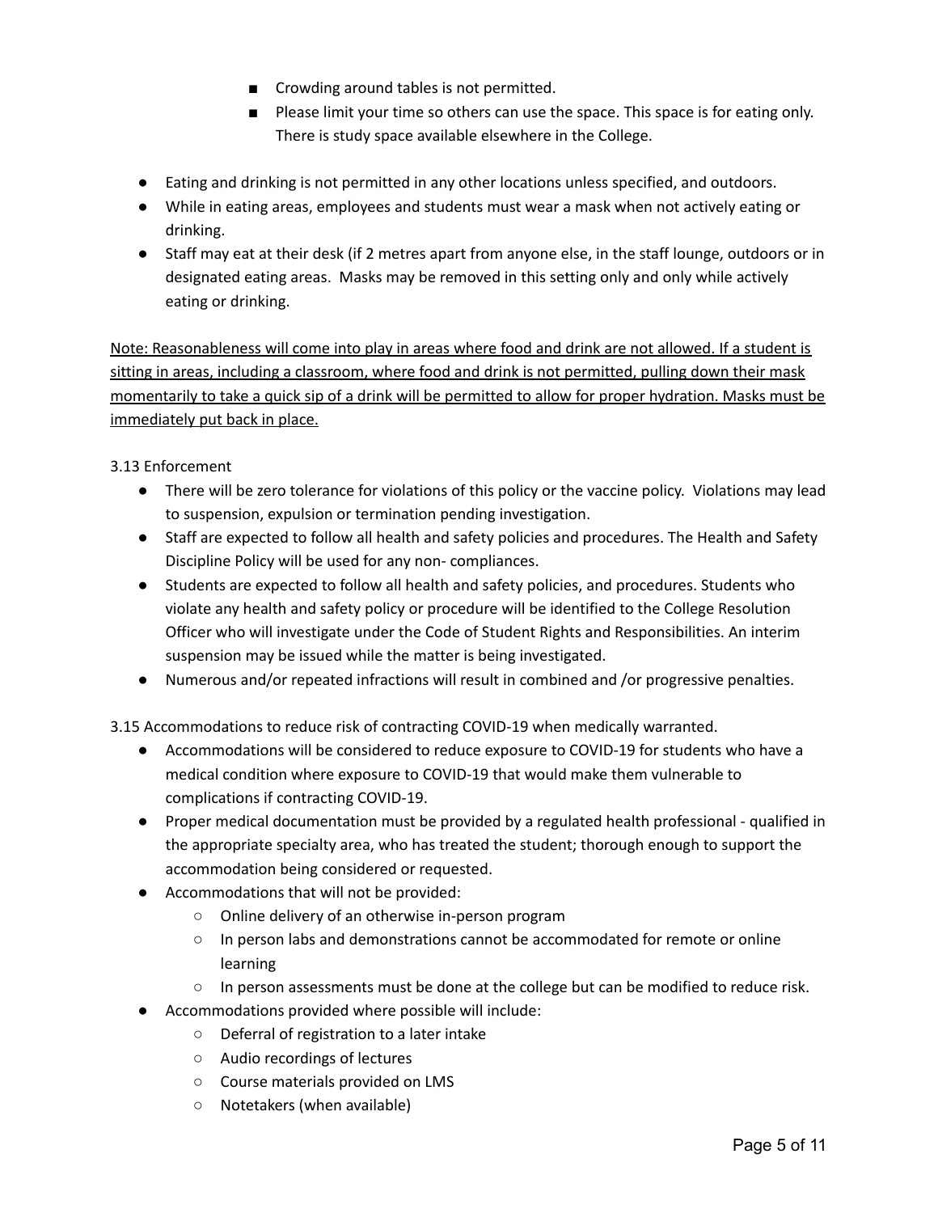- Crowding around tables is not permitted.
    - Please limit your time so others can use the space. This space is for eating only. There is study space available elsewhere in the College.

- Eating and drinking is not permitted in any other locations unless specified, and outdoors.
- While in eating areas, employees and students must wear a mask when not actively eating or drinking.
- Staff may eat at their desk (if 2 metres apart from anyone else, in the staff lounge, outdoors or in designated eating areas. Masks may be removed in this setting only and only while actively eating or drinking.

<u>Note: Reasonableness will come into play in areas where food and drink are not allowed. If a student is sitting in areas, including a classroom, where food and drink is not permitted, pulling down their mask momentarily to take a quick sip of a drink will be permitted to allow for proper hydration. Masks must be immediately put back in place.</u>

3.13 Enforcement

- There will be zero tolerance for violations of this policy or the vaccine policy. Violations may lead to suspension, expulsion or termination pending investigation.
- Staff are expected to follow all health and safety policies and procedures. The Health and Safety Discipline Policy will be used for any non- compliances.
- Students are expected to follow all health and safety policies, and procedures. Students who violate any health and safety policy or procedure will be identified to the College Resolution Officer who will investigate under the Code of Student Rights and Responsibilities. An interim suspension may be issued while the matter is being investigated.
- Numerous and/or repeated infractions will result in combined and /or progressive penalties.

3.15 Accommodations to reduce risk of contracting COVID-19 when medically warranted.

- Accommodations will be considered to reduce exposure to COVID-19 for students who have a medical condition where exposure to COVID-19 that would make them vulnerable to complications if contracting COVID-19.
- Proper medical documentation must be provided by a regulated health professional - qualified in the appropriate specialty area, who has treated the student; thorough enough to support the accommodation being considered or requested.
- Accommodations that will not be provided:
    - Online delivery of an otherwise in-person program
    - In person labs and demonstrations cannot be accommodated for remote or online learning
    - In person assessments must be done at the college but can be modified to reduce risk.
- Accommodations provided where possible will include:
    - Deferral of registration to a later intake
    - Audio recordings of lectures
    - Course materials provided on LMS
    - Notetakers (when available)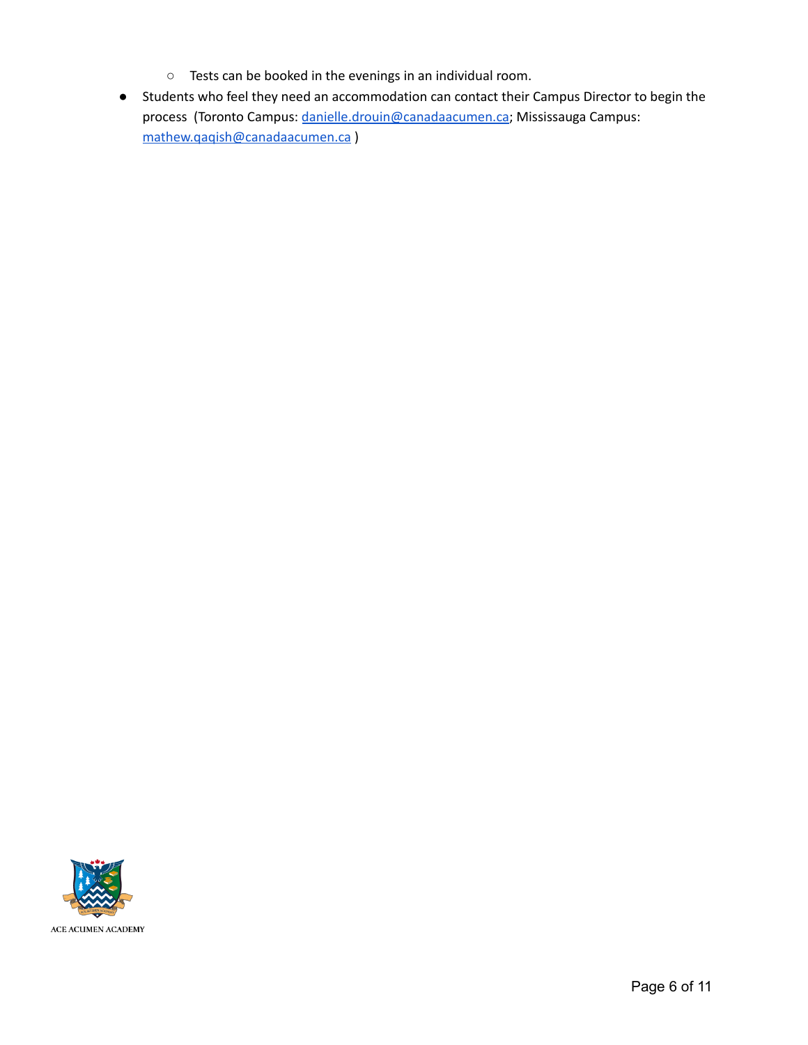- Tests can be booked in the evenings in an individual room.
- Students who feel they need an accommodation can contact their Campus Director to begin the process (Toronto Campus: danielle.drouin@canadaacumen.ca; Mississauga Campus: mathew.qaqish@canadaacumen.ca )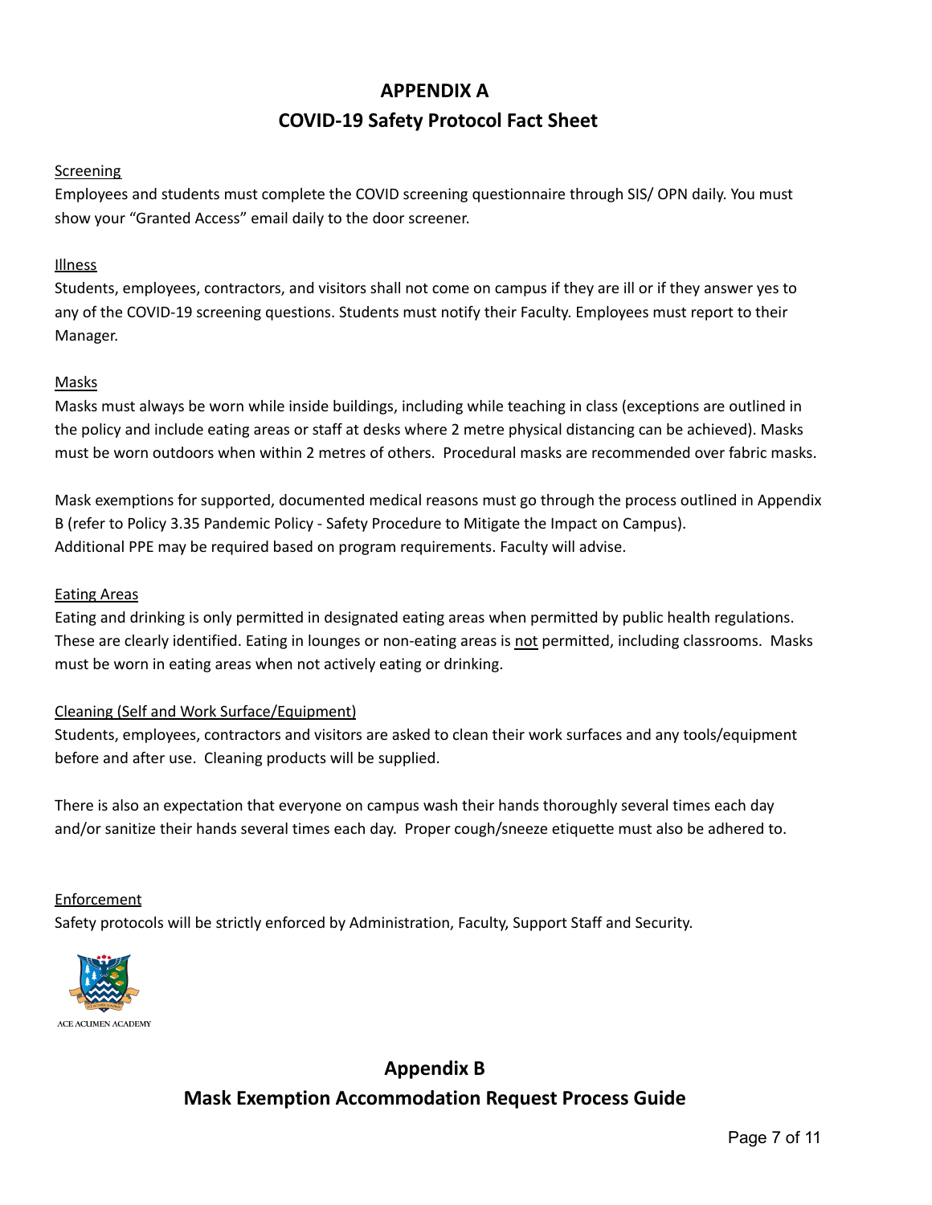# APPENDIX A

## COVID-19 Safety Protocol Fact Sheet

<u>Screening</u>

Employees and students must complete the COVID screening questionnaire through SIS/ OPN daily. You must show your "Granted Access" email daily to the door screener.

<u>Illness</u>

Students, employees, contractors, and visitors shall not come on campus if they are ill or if they answer yes to any of the COVID-19 screening questions. Students must notify their Faculty. Employees must report to their Manager.

<u>Masks</u>

Masks must always be worn while inside buildings, including while teaching in class (exceptions are outlined in the policy and include eating areas or staff at desks where 2 metre physical distancing can be achieved). Masks must be worn outdoors when within 2 metres of others. Procedural masks are recommended over fabric masks.

Mask exemptions for supported, documented medical reasons must go through the process outlined in Appendix B (refer to Policy 3.35 Pandemic Policy - Safety Procedure to Mitigate the Impact on Campus).
Additional PPE may be required based on program requirements. Faculty will advise.

<u>Eating Areas</u>

Eating and drinking is only permitted in designated eating areas when permitted by public health regulations. These are clearly identified. Eating in lounges or non-eating areas is <u>not</u> permitted, including classrooms. Masks must be worn in eating areas when not actively eating or drinking.

<u>Cleaning (Self and Work Surface/Equipment)</u>

Students, employees, contractors and visitors are asked to clean their work surfaces and any tools/equipment before and after use. Cleaning products will be supplied.

There is also an expectation that everyone on campus wash their hands thoroughly several times each day and/or sanitize their hands several times each day. Proper cough/sneeze etiquette must also be adhered to.

<u>Enforcement</u>

Safety protocols will be strictly enforced by Administration, Faculty, Support Staff and Security.

ACE ACUMEN ACADEMY

# Appendix B

## Mask Exemption Accommodation Request Process Guide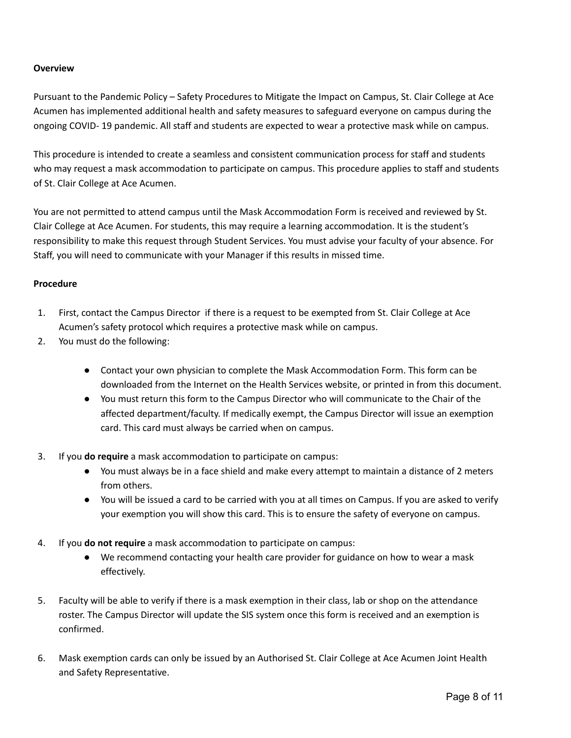**Overview**

Pursuant to the Pandemic Policy – Safety Procedures to Mitigate the Impact on Campus, St. Clair College at Ace Acumen has implemented additional health and safety measures to safeguard everyone on campus during the ongoing COVID- 19 pandemic. All staff and students are expected to wear a protective mask while on campus.

This procedure is intended to create a seamless and consistent communication process for staff and students who may request a mask accommodation to participate on campus. This procedure applies to staff and students of St. Clair College at Ace Acumen.

You are not permitted to attend campus until the Mask Accommodation Form is received and reviewed by St. Clair College at Ace Acumen. For students, this may require a learning accommodation. It is the student's responsibility to make this request through Student Services. You must advise your faculty of your absence. For Staff, you will need to communicate with your Manager if this results in missed time.

**Procedure**

1. First, contact the Campus Director if there is a request to be exempted from St. Clair College at Ace Acumen's safety protocol which requires a protective mask while on campus.
2. You must do the following:
   - Contact your own physician to complete the Mask Accommodation Form. This form can be downloaded from the Internet on the Health Services website, or printed in from this document.
   - You must return this form to the Campus Director who will communicate to the Chair of the affected department/faculty. If medically exempt, the Campus Director will issue an exemption card. This card must always be carried when on campus.
3. If you **do require** a mask accommodation to participate on campus:
   - You must always be in a face shield and make every attempt to maintain a distance of 2 meters from others.
   - You will be issued a card to be carried with you at all times on Campus. If you are asked to verify your exemption you will show this card. This is to ensure the safety of everyone on campus.
4. If you **do not require** a mask accommodation to participate on campus:
   - We recommend contacting your health care provider for guidance on how to wear a mask effectively.
5. Faculty will be able to verify if there is a mask exemption in their class, lab or shop on the attendance roster. The Campus Director will update the SIS system once this form is received and an exemption is confirmed.
6. Mask exemption cards can only be issued by an Authorised St. Clair College at Ace Acumen Joint Health and Safety Representative.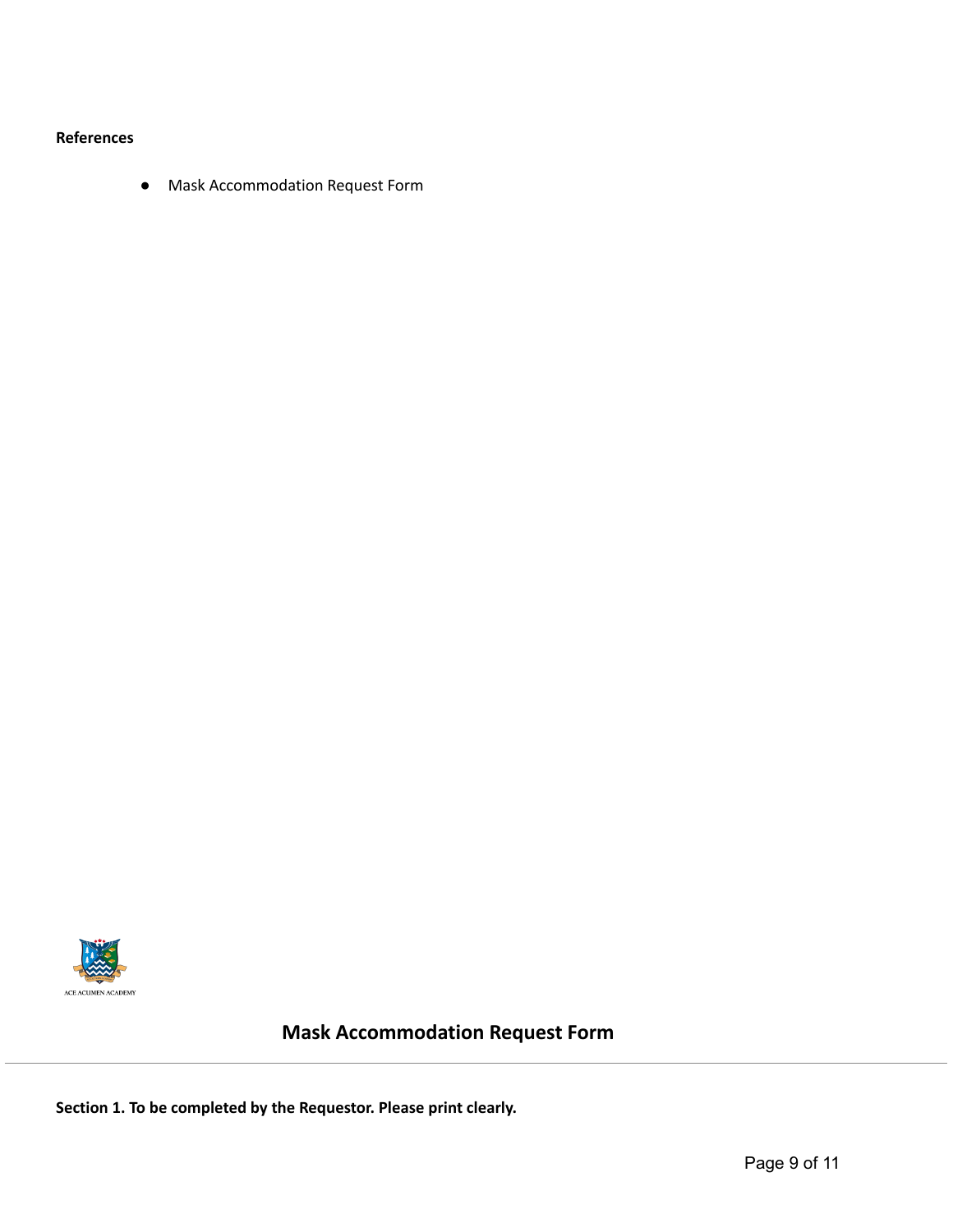**References**

- Mask Accommodation Request Form

ACE ACUMEN ACADEMY

## Mask Accommodation Request Form

---

**Section 1. To be completed by the Requestor. Please print clearly.**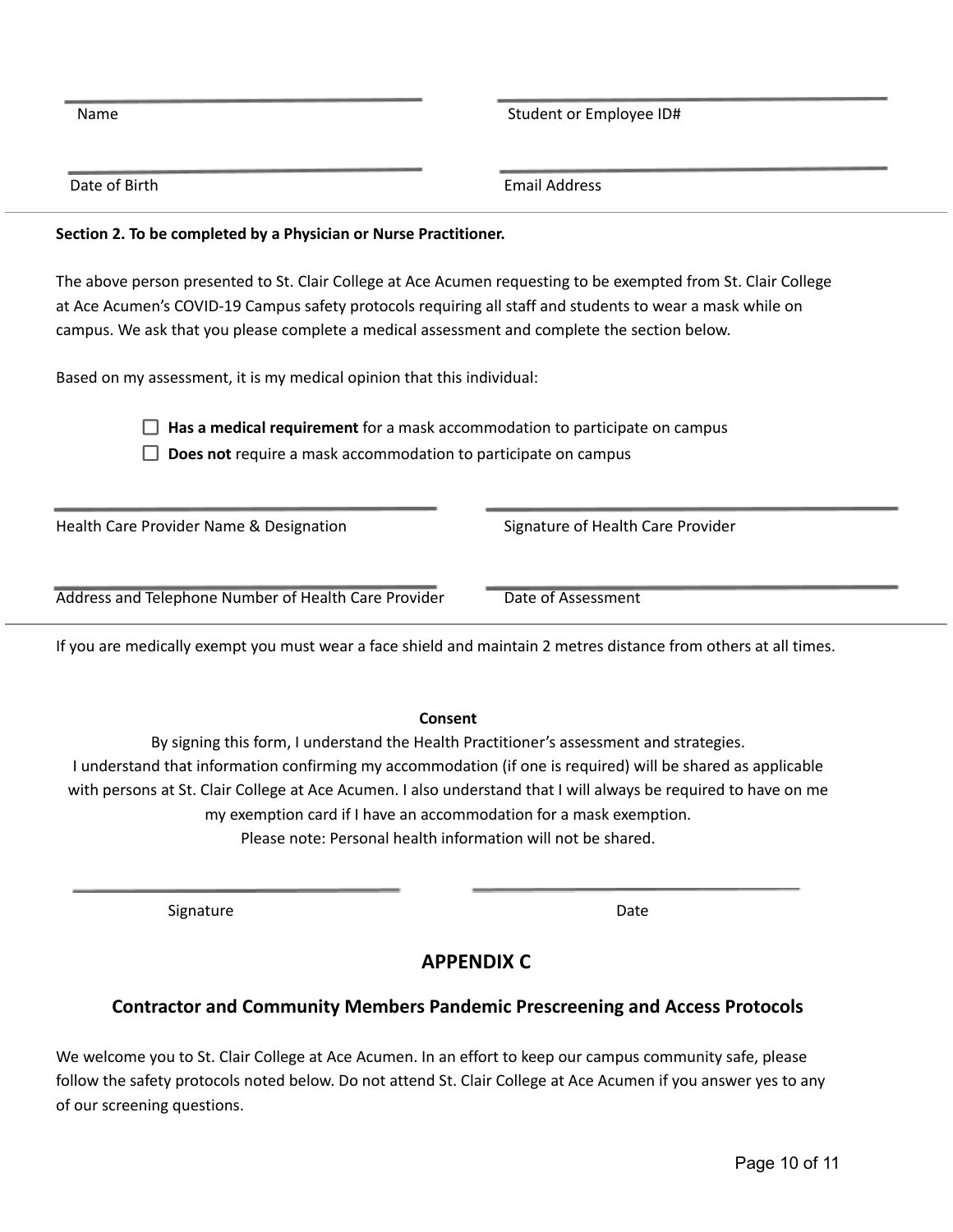| | |
|---|---|
| Name | Student or Employee ID# |
| Date of Birth | Email Address |

**Section 2. To be completed by a Physician or Nurse Practitioner.**

The above person presented to St. Clair College at Ace Acumen requesting to be exempted from St. Clair College at Ace Acumen's COVID-19 Campus safety protocols requiring all staff and students to wear a mask while on campus. We ask that you please complete a medical assessment and complete the section below.

Based on my assessment, it is my medical opinion that this individual:

- ☐ **Has a medical requirement** for a mask accommodation to participate on campus
- ☐ **Does not** require a mask accommodation to participate on campus

| | |
|---|---|
| Health Care Provider Name & Designation | Signature of Health Care Provider |
| Address and Telephone Number of Health Care Provider | Date of Assessment |

If you are medically exempt you must wear a face shield and maintain 2 metres distance from others at all times.

**Consent**

By signing this form, I understand the Health Practitioner's assessment and strategies.
I understand that information confirming my accommodation (if one is required) will be shared as applicable with persons at St. Clair College at Ace Acumen. I also understand that I will always be required to have on me my exemption card if I have an accommodation for a mask exemption.
Please note: Personal health information will not be shared.

| | |
|---|---|
| Signature | Date |

## APPENDIX C

### Contractor and Community Members Pandemic Prescreening and Access Protocols

We welcome you to St. Clair College at Ace Acumen. In an effort to keep our campus community safe, please follow the safety protocols noted below. Do not attend St. Clair College at Ace Acumen if you answer yes to any of our screening questions.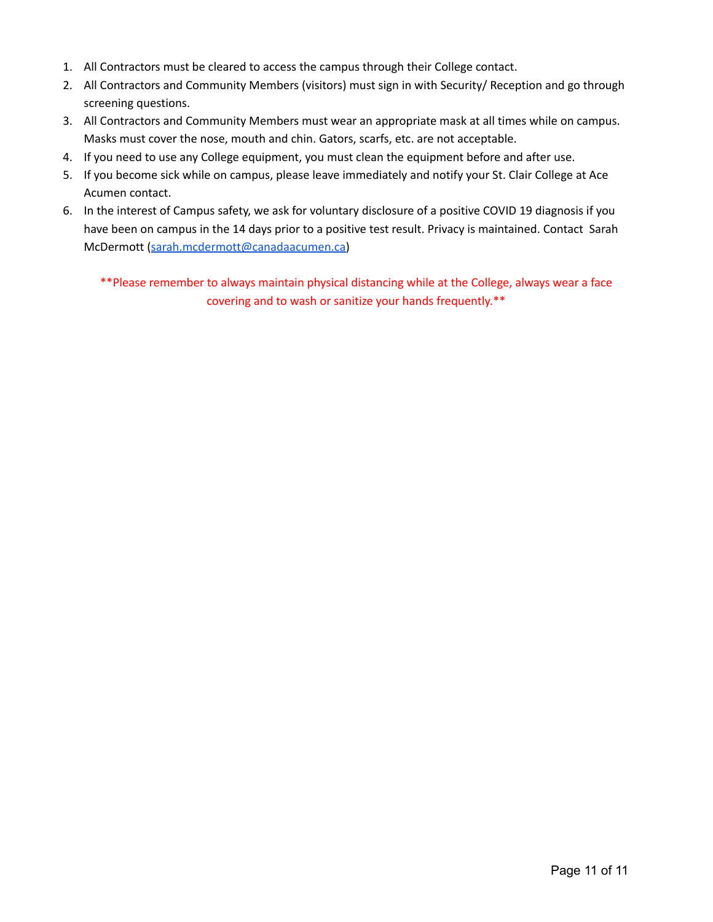1. All Contractors must be cleared to access the campus through their College contact.
2. All Contractors and Community Members (visitors) must sign in with Security/ Reception and go through screening questions.
3. All Contractors and Community Members must wear an appropriate mask at all times while on campus. Masks must cover the nose, mouth and chin. Gators, scarfs, etc. are not acceptable.
4. If you need to use any College equipment, you must clean the equipment before and after use.
5. If you become sick while on campus, please leave immediately and notify your St. Clair College at Ace Acumen contact.
6. In the interest of Campus safety, we ask for voluntary disclosure of a positive COVID 19 diagnosis if you have been on campus in the 14 days prior to a positive test result. Privacy is maintained. Contact Sarah McDermott (sarah.mcdermott@canadaacumen.ca)

**Please remember to always maintain physical distancing while at the College, always wear a face covering and to wash or sanitize your hands frequently.**